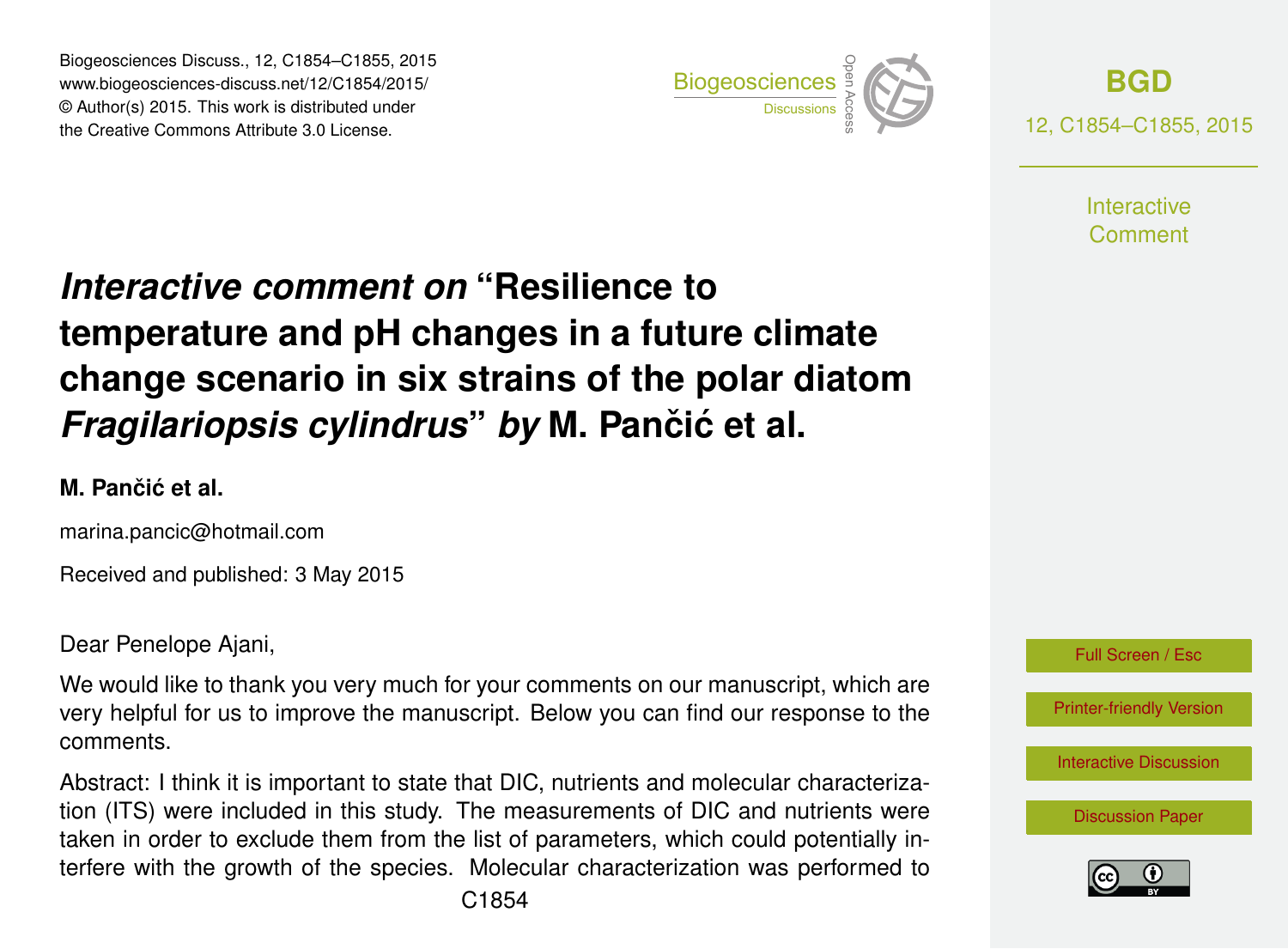# *Interactive comment on* "Resilience to temperature and pH changes in a future climate change scenario in six strains of the polar diatom *Fragilariopsis cylindrus*" *by* M. Pančić et al.

**M. Pančić et al.**

marina.pancic@hotmail.com

Received and published: 3 May 2015

Dear Penelope Ajani,

We would like to thank you very much for your comments on our manuscript, which are very helpful for us to improve the manuscript. Below you can find our response to the comments.

Abstract: I think it is important to state that DIC, nutrients and molecular characterization (ITS) were included in this study. The measurements of DIC and nutrients were taken in order to exclude them from the list of parameters, which could potentially interfere with the growth of the species. Molecular characterization was performed to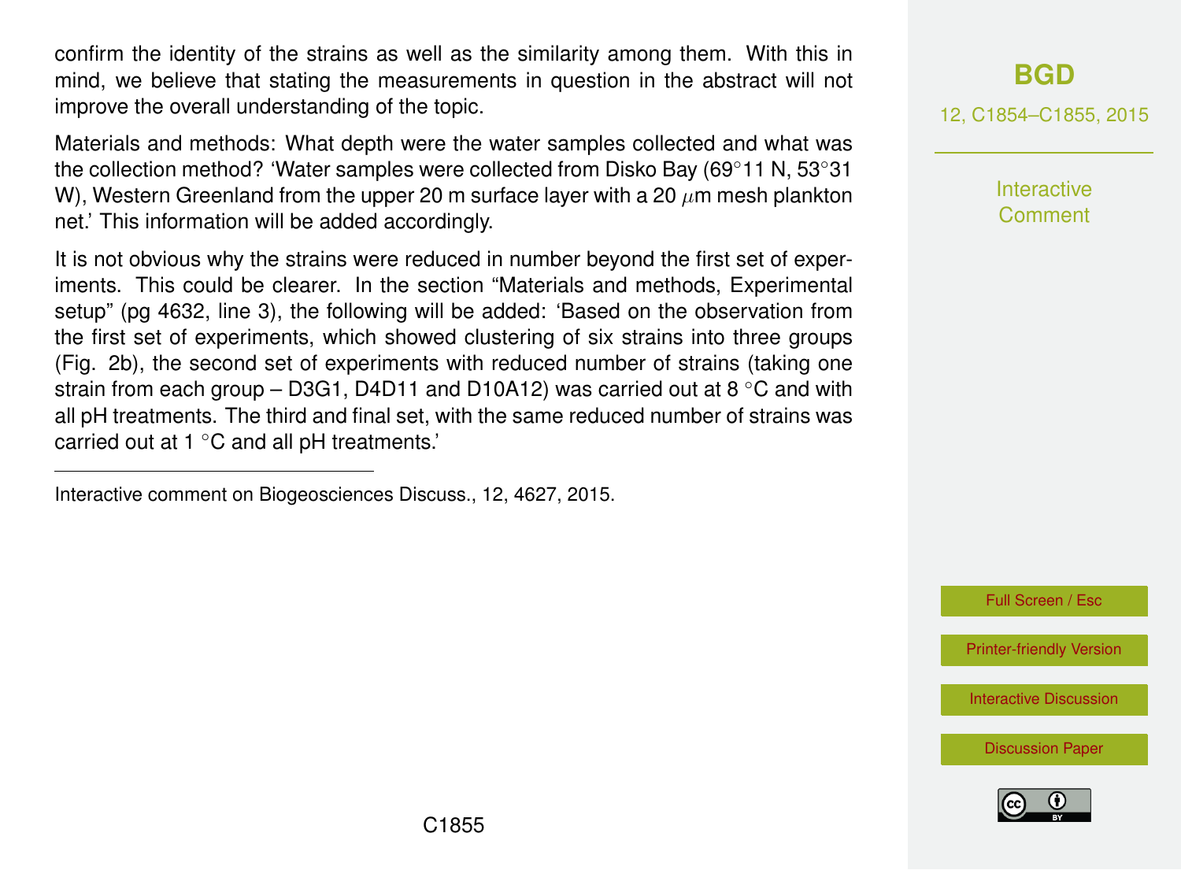confirm the identity of the strains as well as the similarity among them. With this in mind, we believe that stating the measurements in question in the abstract will not improve the overall understanding of the topic.

Materials and methods: What depth were the water samples collected and what was the collection method? 'Water samples were collected from Disko Bay (69°11 N, 53°31 W), Western Greenland from the upper 20 m surface layer with a 20 $\mu$m mesh plankton net.' This information will be added accordingly.

It is not obvious why the strains were reduced in number beyond the first set of experiments. This could be clearer. In the section "Materials and methods, Experimental setup" (pg 4632, line 3), the following will be added: 'Based on the observation from the first set of experiments, which showed clustering of six strains into three groups (Fig. 2b), the second set of experiments with reduced number of strains (taking one strain from each group – D3G1, D4D11 and D10A12) was carried out at 8 °C and with all pH treatments. The third and final set, with the same reduced number of strains was carried out at 1 °C and all pH treatments.'

---

Interactive comment on Biogeosciences Discuss., 12, 4627, 2015.